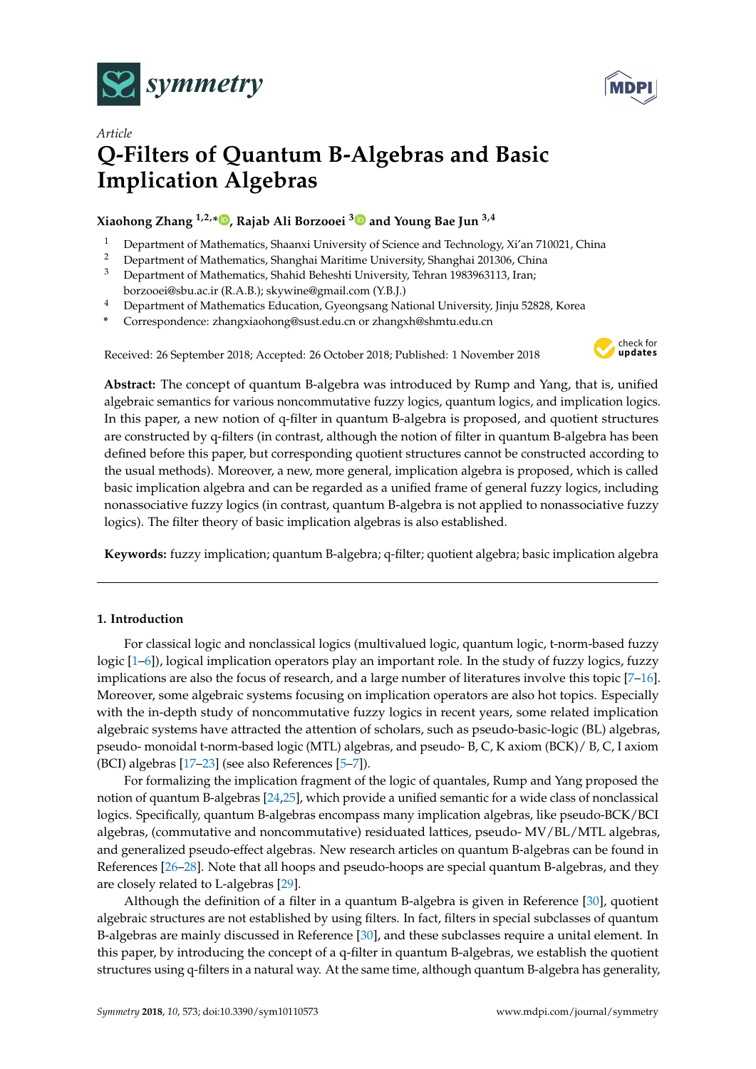*Article*

# Q-Filters of Quantum B-Algebras and Basic Implication Algebras

**Xiaohong Zhang [1,2,*], Rajab Ali Borzooei [3] and Young Bae Jun [3,4]**

1 Department of Mathematics, Shaanxi University of Science and Technology, Xi'an 710021, China
2 Department of Mathematics, Shanghai Maritime University, Shanghai 201306, China
3 Department of Mathematics, Shahid Beheshti University, Tehran 1983963113, Iran; borzooei@sbu.ac.ir (R.A.B.); skywine@gmail.com (Y.B.J.)
4 Department of Mathematics Education, Gyeongsang National University, Jinju 52828, Korea
* Correspondence: zhangxiaohong@sust.edu.cn or zhangxh@shmtu.edu.cn

Received: 26 September 2018; Accepted: 26 October 2018; Published: 1 November 2018

**Abstract:** The concept of quantum B-algebra was introduced by Rump and Yang, that is, unified algebraic semantics for various noncommutative fuzzy logics, quantum logics, and implication logics. In this paper, a new notion of q-filter in quantum B-algebra is proposed, and quotient structures are constructed by q-filters (in contrast, although the notion of filter in quantum B-algebra has been defined before this paper, but corresponding quotient structures cannot be constructed according to the usual methods). Moreover, a new, more general, implication algebra is proposed, which is called basic implication algebra and can be regarded as a unified frame of general fuzzy logics, including nonassociative fuzzy logics (in contrast, quantum B-algebra is not applied to nonassociative fuzzy logics). The filter theory of basic implication algebras is also established.

**Keywords:** fuzzy implication; quantum B-algebra; q-filter; quotient algebra; basic implication algebra

## 1. Introduction

For classical logic and nonclassical logics (multivalued logic, quantum logic, t-norm-based fuzzy logic [1–6]), logical implication operators play an important role. In the study of fuzzy logics, fuzzy implications are also the focus of research, and a large number of literatures involve this topic [7–16]. Moreover, some algebraic systems focusing on implication operators are also hot topics. Especially with the in-depth study of noncommutative fuzzy logics in recent years, some related implication algebraic systems have attracted the attention of scholars, such as pseudo-basic-logic (BL) algebras, pseudo- monoidal t-norm-based logic (MTL) algebras, and pseudo- B, C, K axiom (BCK)/ B, C, I axiom (BCI) algebras [17–23] (see also References [5–7]).

For formalizing the implication fragment of the logic of quantales, Rump and Yang proposed the notion of quantum B-algebras [24,25], which provide a unified semantic for a wide class of nonclassical logics. Specifically, quantum B-algebras encompass many implication algebras, like pseudo-BCK/BCI algebras, (commutative and noncommutative) residuated lattices, pseudo- MV/BL/MTL algebras, and generalized pseudo-effect algebras. New research articles on quantum B-algebras can be found in References [26–28]. Note that all hoops and pseudo-hoops are special quantum B-algebras, and they are closely related to L-algebras [29].

Although the definition of a filter in a quantum B-algebra is given in Reference [30], quotient algebraic structures are not established by using filters. In fact, filters in special subclasses of quantum B-algebras are mainly discussed in Reference [30], and these subclasses require a unital element. In this paper, by introducing the concept of a q-filter in quantum B-algebras, we establish the quotient structures using q-filters in a natural way. At the same time, although quantum B-algebra has generality,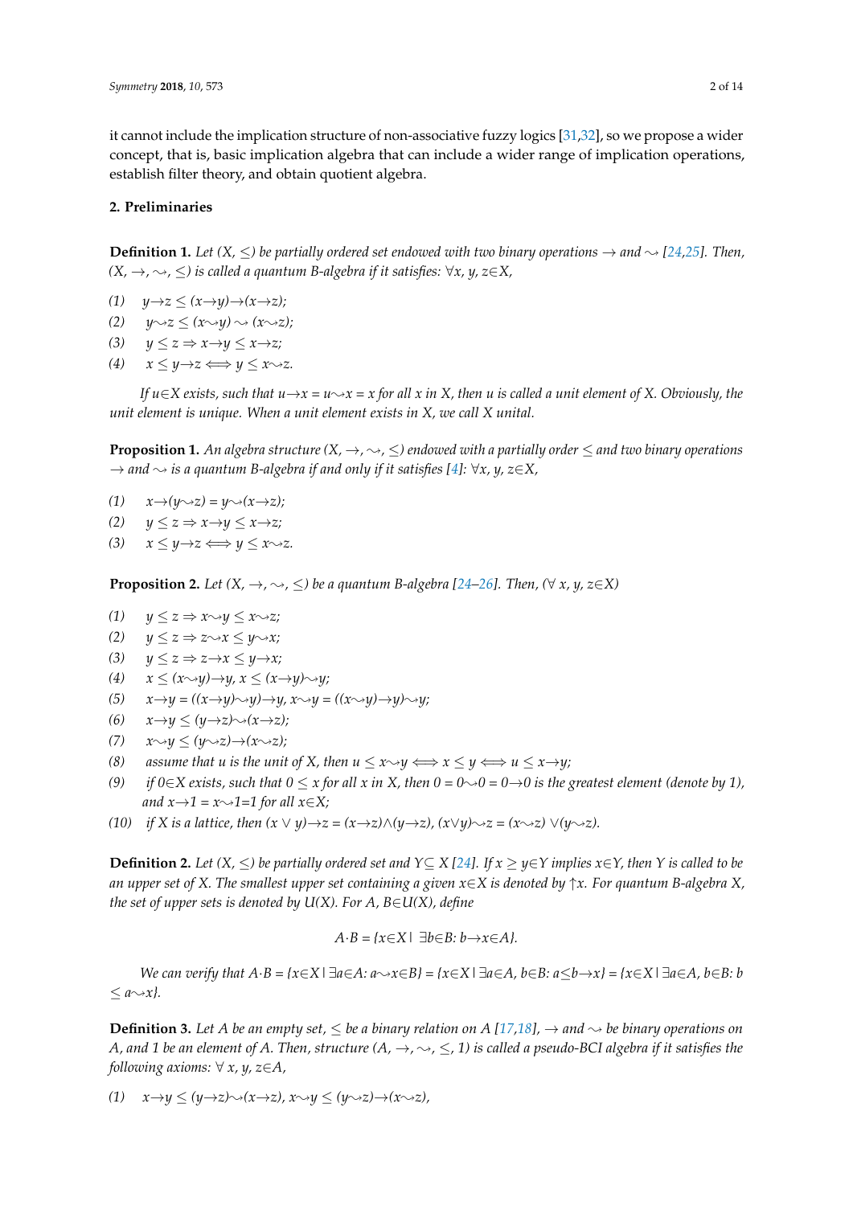it cannot include the implication structure of non-associative fuzzy logics [31,32], so we propose a wider concept, that is, basic implication algebra that can include a wider range of implication operations, establish filter theory, and obtain quotient algebra.

## 2. Preliminaries

**Definition 1.** *Let* $(X, \leq)$ *be partially ordered set endowed with two binary operations* $\rightarrow$ *and* $\rightsquigarrow$ *[24,25]. Then,* $(X, \rightarrow, \rightsquigarrow, \leq)$ *is called a quantum B-algebra if it satisfies:* $\forall x, y, z \in X$,

(1) $y \rightarrow z \leq (x \rightarrow y) \rightarrow (x \rightarrow z)$;

(2) $y \rightsquigarrow z \leq (x \rightsquigarrow y) \rightsquigarrow (x \rightsquigarrow z)$;

(3) $y \leq z \Rightarrow x \rightarrow y \leq x \rightarrow z$;

(4) $x \leq y \rightarrow z \Longleftrightarrow y \leq x \rightsquigarrow z$.

*If* $u \in X$ *exists, such that* $u \rightarrow x = u \rightsquigarrow x = x$ *for all* $x$ *in* $X$*, then* $u$ *is called a unit element of* $X$*. Obviously, the unit element is unique. When a unit element exists in* $X$*, we call* $X$ *unital.*

**Proposition 1.** *An algebra structure* $(X, \rightarrow, \rightsquigarrow, \leq)$ *endowed with a partially order* $\leq$ *and two binary operations* $\rightarrow$ *and* $\rightsquigarrow$ *is a quantum B-algebra if and only if it satisfies [4]:* $\forall x, y, z \in X$,

(1) $x \rightarrow (y \rightsquigarrow z) = y \rightsquigarrow (x \rightarrow z)$;

(2) $y \leq z \Rightarrow x \rightarrow y \leq x \rightarrow z$;

(3) $x \leq y \rightarrow z \Longleftrightarrow y \leq x \rightsquigarrow z$.

**Proposition 2.** *Let* $(X, \rightarrow, \rightsquigarrow, \leq)$ *be a quantum B-algebra [24–26]. Then,* $(\forall\, x, y, z \in X)$

(1) $y \leq z \Rightarrow x \rightsquigarrow y \leq x \rightsquigarrow z$;

(2) $y \leq z \Rightarrow z \rightsquigarrow x \leq y \rightsquigarrow x$;

(3) $y \leq z \Rightarrow z \rightarrow x \leq y \rightarrow x$;

(4) $x \leq (x \rightsquigarrow y) \rightarrow y$, $x \leq (x \rightarrow y) \rightsquigarrow y$;

(5) $x \rightarrow y = ((x \rightarrow y) \rightsquigarrow y) \rightarrow y$, $x \rightsquigarrow y = ((x \rightsquigarrow y) \rightarrow y) \rightsquigarrow y$;

(6) $x \rightarrow y \leq (y \rightarrow z) \rightsquigarrow (x \rightarrow z)$;

(7) $x \rightsquigarrow y \leq (y \rightsquigarrow z) \rightarrow (x \rightsquigarrow z)$;

(8) *assume that* $u$ *is the unit of* $X$*, then* $u \leq x \rightsquigarrow y \Longleftrightarrow x \leq y \Longleftrightarrow u \leq x \rightarrow y$;

(9) *if* $0 \in X$ *exists, such that* $0 \leq x$ *for all* $x$ *in* $X$*, then* $0 = 0 \rightsquigarrow 0 = 0 \rightarrow 0$ *is the greatest element (denote by 1), and* $x \rightarrow 1 = x \rightsquigarrow 1 = 1$ *for all* $x \in X$;

(10) *if* $X$ *is a lattice, then* $(x \vee y) \rightarrow z = (x \rightarrow z) \wedge (y \rightarrow z)$, $(x \vee y) \rightsquigarrow z = (x \rightsquigarrow z) \vee (y \rightsquigarrow z)$.

**Definition 2.** *Let* $(X, \leq)$ *be partially ordered set and* $Y \subseteq X$ *[24]. If* $x \geq y \in Y$ *implies* $x \in Y$*, then* $Y$ *is called to be an upper set of* $X$*. The smallest upper set containing a given* $x \in X$ *is denoted by* $\uparrow x$*. For quantum B-algebra* $X$*, the set of upper sets is denoted by* $U(X)$*. For* $A, B \in U(X)$*, define*

$$A \cdot B = \{x \in X \mid \exists b \in B: b \rightarrow x \in A\}.$$

*We can verify that* $A \cdot B = \{x \in X \mid \exists a \in A: a \rightsquigarrow x \in B\} = \{x \in X \mid \exists a \in A, b \in B: a \leq b \rightarrow x\} = \{x \in X \mid \exists a \in A, b \in B: b \leq a \rightsquigarrow x\}$.

**Definition 3.** *Let* $A$ *be an empty set,* $\leq$ *be a binary relation on* $A$ *[17,18],* $\rightarrow$ *and* $\rightsquigarrow$ *be binary operations on* $A$*, and 1 be an element of* $A$*. Then, structure* $(A, \rightarrow, \rightsquigarrow, \leq, 1)$ *is called a pseudo-BCI algebra if it satisfies the following axioms:* $\forall\, x, y, z \in A$,

(1) $x \rightarrow y \leq (y \rightarrow z) \rightsquigarrow (x \rightarrow z)$, $x \rightsquigarrow y \leq (y \rightsquigarrow z) \rightarrow (x \rightsquigarrow z)$,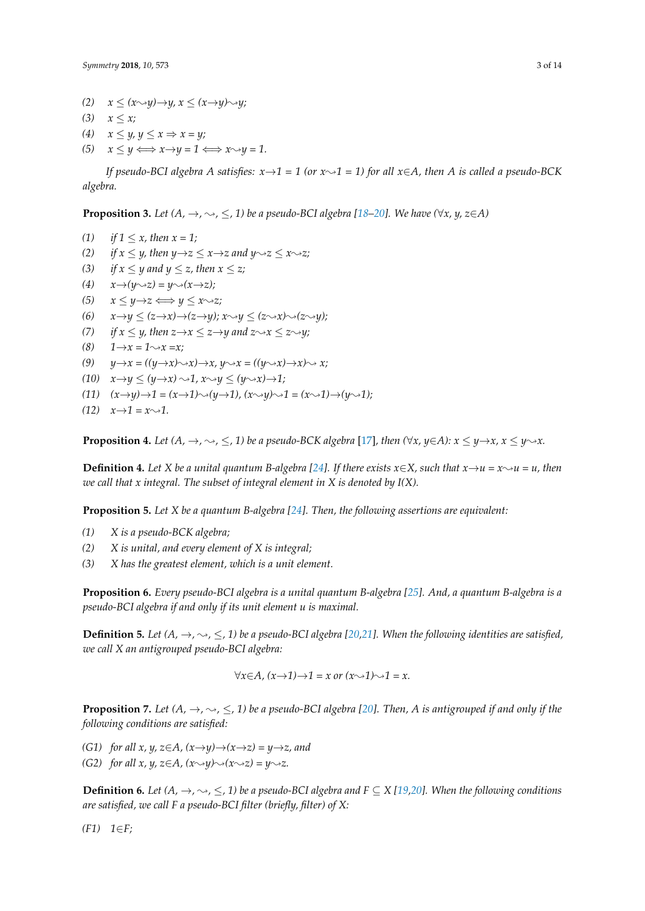(2) $x \leq (x \rightsquigarrow y) \to y$, $x \leq (x \to y) \rightsquigarrow y$;

(3) $x \leq x$;

(4) $x \leq y, y \leq x \Rightarrow x = y$;

(5) $x \leq y \Longleftrightarrow x \to y = 1 \Longleftrightarrow x \rightsquigarrow y = 1$.

*If pseudo-BCI algebra A satisfies: $x \to 1 = 1$ (or $x \rightsquigarrow 1 = 1$) for all $x \in A$, then A is called a pseudo-BCK algebra.*

**Proposition 3.** *Let $(A, \to, \rightsquigarrow, \leq, 1)$ be a pseudo-BCI algebra [18–20]. We have ($\forall x, y, z \in A$)*

(1) *if $1 \leq x$, then $x = 1$;*

(2) *if $x \leq y$, then $y \to z \leq x \to z$ and $y \rightsquigarrow z \leq x \rightsquigarrow z$;*

(3) *if $x \leq y$ and $y \leq z$, then $x \leq z$;*

(4) *$x \to (y \rightsquigarrow z) = y \rightsquigarrow (x \to z)$;*

(5) *$x \leq y \to z \Longleftrightarrow y \leq x \rightsquigarrow z$;*

(6) *$x \to y \leq (z \to x) \to (z \to y)$; $x \rightsquigarrow y \leq (z \rightsquigarrow x) \rightsquigarrow (z \rightsquigarrow y)$;*

(7) *if $x \leq y$, then $z \to x \leq z \to y$ and $z \rightsquigarrow x \leq z \rightsquigarrow y$;*

(8) *$1 \to x = 1 \rightsquigarrow x = x$;*

(9) *$y \to x = ((y \to x) \rightsquigarrow x) \to x$, $y \rightsquigarrow x = ((y \rightsquigarrow x) \to x) \rightsquigarrow x$;*

(10) *$x \to y \leq (y \to x) \rightsquigarrow 1$, $x \rightsquigarrow y \leq (y \rightsquigarrow x) \to 1$;*

(11) *$(x \to y) \to 1 = (x \to 1) \rightsquigarrow (y \to 1)$, $(x \rightsquigarrow y) \rightsquigarrow 1 = (x \rightsquigarrow 1) \to (y \rightsquigarrow 1)$;*

(12) *$x \to 1 = x \rightsquigarrow 1$.*

**Proposition 4.** *Let $(A, \to, \rightsquigarrow, \leq, 1)$ be a pseudo-BCK algebra [17], then ($\forall x, y \in A$): $x \leq y \to x$, $x \leq y \rightsquigarrow x$.*

**Definition 4.** *Let X be a unital quantum B-algebra [24]. If there exists $x \in X$, such that $x \to u = x \rightsquigarrow u = u$, then we call that x integral. The subset of integral element in X is denoted by I(X).*

**Proposition 5.** *Let X be a quantum B-algebra [24]. Then, the following assertions are equivalent:*

(1) *X is a pseudo-BCK algebra;*

(2) *X is unital, and every element of X is integral;*

(3) *X has the greatest element, which is a unit element.*

**Proposition 6.** *Every pseudo-BCI algebra is a unital quantum B-algebra [25]. And, a quantum B-algebra is a pseudo-BCI algebra if and only if its unit element u is maximal.*

**Definition 5.** *Let $(A, \to, \rightsquigarrow, \leq, 1)$ be a pseudo-BCI algebra [20,21]. When the following identities are satisfied, we call X an antigrouped pseudo-BCI algebra:*

$$\forall x \in A,\ (x \to 1) \to 1 = x \text{ or } (x \rightsquigarrow 1) \rightsquigarrow 1 = x.$$

**Proposition 7.** *Let $(A, \to, \rightsquigarrow, \leq, 1)$ be a pseudo-BCI algebra [20]. Then, A is antigrouped if and only if the following conditions are satisfied:*

(G1) *for all $x, y, z \in A$, $(x \to y) \to (x \to z) = y \to z$, and*

(G2) *for all $x, y, z \in A$, $(x \rightsquigarrow y) \rightsquigarrow (x \rightsquigarrow z) = y \rightsquigarrow z$.*

**Definition 6.** *Let $(A, \to, \rightsquigarrow, \leq, 1)$ be a pseudo-BCI algebra and $F \subseteq X$ [19,20]. When the following conditions are satisfied, we call F a pseudo-BCI filter (briefly, filter) of X:*

(F1) *$1 \in F$;*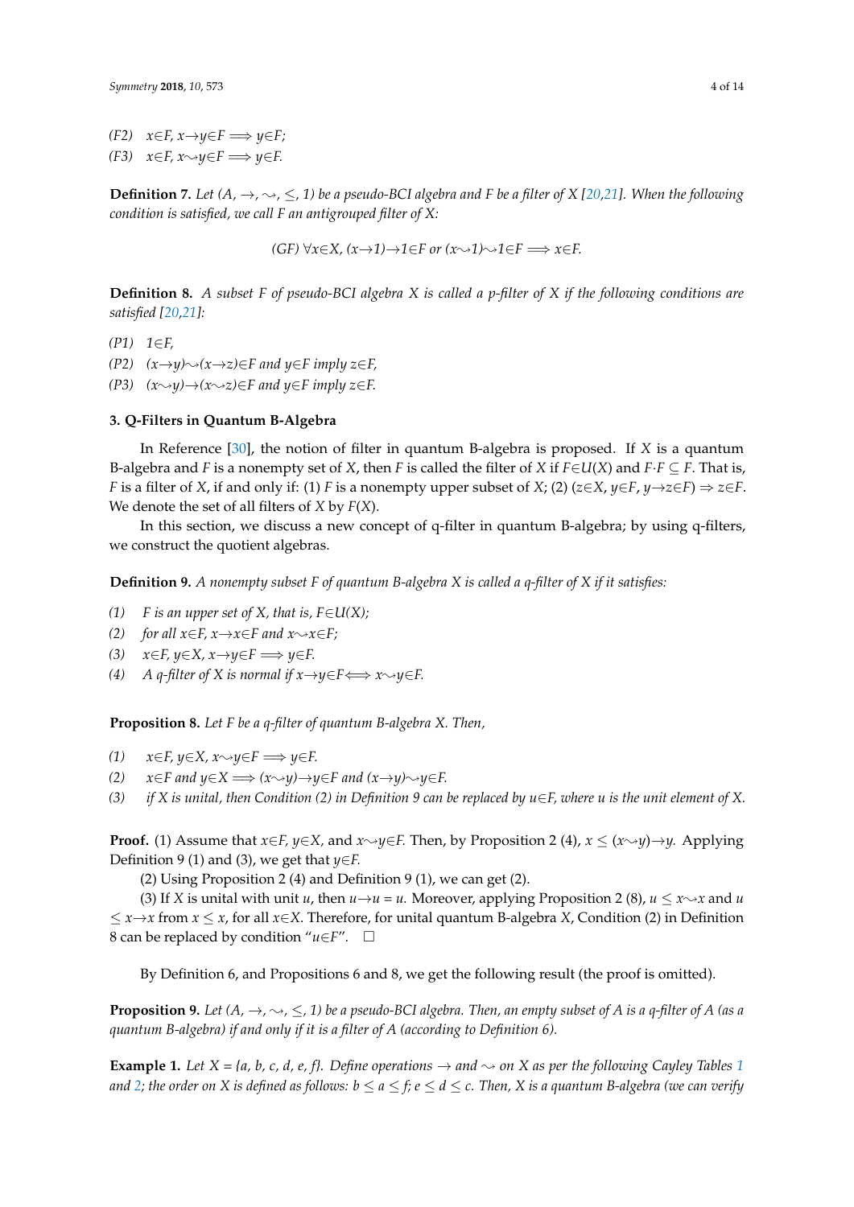(F2) $x \in F$, $x \to y \in F \Longrightarrow y \in F$;

(F3) $x \in F$, $x \rightsquigarrow y \in F \Longrightarrow y \in F$.

**Definition 7.** *Let $(A, \to, \rightsquigarrow, \leq, 1)$ be a pseudo-BCI algebra and F be a filter of X [20,21]. When the following condition is satisfied, we call F an antigrouped filter of X:*

$$(GF)\ \forall x \in X,\ (x \to 1) \to 1 \in F \text{ or } (x \rightsquigarrow 1) \rightsquigarrow 1 \in F \Longrightarrow x \in F.$$

**Definition 8.** *A subset F of pseudo-BCI algebra X is called a p-filter of X if the following conditions are satisfied [20,21]:*

(P1) $1 \in F$,

(P2) $(x \to y) \rightsquigarrow (x \to z) \in F$ *and* $y \in F$ *imply* $z \in F$,

(P3) $(x \rightsquigarrow y) \to (x \rightsquigarrow z) \in F$ *and* $y \in F$ *imply* $z \in F$.

## 3. Q-Filters in Quantum B-Algebra

In Reference [30], the notion of filter in quantum B-algebra is proposed. If $X$ is a quantum B-algebra and $F$ is a nonempty set of $X$, then $F$ is called the filter of $X$ if $F \in U(X)$ and $F \cdot F \subseteq F$. That is, $F$ is a filter of $X$, if and only if: (1) $F$ is a nonempty upper subset of $X$; (2) $(z \in X, y \in F, y \to z \in F) \Rightarrow z \in F$. We denote the set of all filters of $X$ by $F(X)$.

In this section, we discuss a new concept of q-filter in quantum B-algebra; by using q-filters, we construct the quotient algebras.

**Definition 9.** *A nonempty subset F of quantum B-algebra X is called a q-filter of X if it satisfies:*

(1) *F is an upper set of X, that is,* $F \in U(X)$;

(2) *for all* $x \in F$, $x \to x \in F$ *and* $x \rightsquigarrow x \in F$;

(3) $x \in F$, $y \in X$, $x \to y \in F \Longrightarrow y \in F$.

(4) *A q-filter of X is normal if* $x \to y \in F \Longleftrightarrow x \rightsquigarrow y \in F$.

**Proposition 8.** *Let F be a q-filter of quantum B-algebra X. Then,*

(1) $x \in F$, $y \in X$, $x \rightsquigarrow y \in F \Longrightarrow y \in F$.

(2) $x \in F$ *and* $y \in X \Longrightarrow (x \rightsquigarrow y) \to y \in F$ *and* $(x \to y) \rightsquigarrow y \in F$.

(3) *if X is unital, then Condition (2) in Definition 9 can be replaced by* $u \in F$, *where u is the unit element of X.*

**Proof.** (1) Assume that $x \in F$, $y \in X$, and $x \rightsquigarrow y \in F$. Then, by Proposition 2 (4), $x \leq (x \rightsquigarrow y) \to y$. Applying Definition 9 (1) and (3), we get that $y \in F$.

(2) Using Proposition 2 (4) and Definition 9 (1), we can get (2).

(3) If $X$ is unital with unit $u$, then $u \to u = u$. Moreover, applying Proposition 2 (8), $u \leq x \rightsquigarrow x$ and $u \leq x \to x$ from $x \leq x$, for all $x \in X$. Therefore, for unital quantum B-algebra $X$, Condition (2) in Definition 8 can be replaced by condition "$u \in F$". $\square$

By Definition 6, and Propositions 6 and 8, we get the following result (the proof is omitted).

**Proposition 9.** *Let $(A, \to, \rightsquigarrow, \leq, 1)$ be a pseudo-BCI algebra. Then, an empty subset of A is a q-filter of A (as a quantum B-algebra) if and only if it is a filter of A (according to Definition 6).*

**Example 1.** *Let X = {a, b, c, d, e, f}. Define operations $\to$ and $\rightsquigarrow$ on X as per the following Cayley Tables 1 and 2; the order on X is defined as follows: $b \leq a \leq f$; $e \leq d \leq c$. Then, X is a quantum B-algebra (we can verify*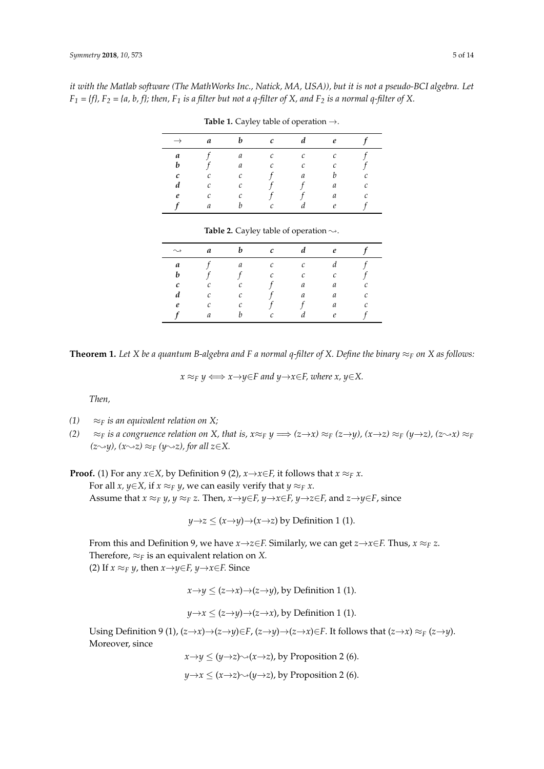*it with the Matlab software (The MathWorks Inc., Natick, MA, USA)), but it is not a pseudo-BCI algebra. Let $F_1 = \{f\}$, $F_2 = \{a, b, f\}$; then, $F_1$ is a filter but not a q-filter of X, and $F_2$ is a normal q-filter of X.*

**Table 1.** Cayley table of operation $\rightarrow$.

| $\rightarrow$ | ***a*** | ***b*** | ***c*** | ***d*** | ***e*** | ***f*** |
|---|---|---|---|---|---|---|
| ***a*** | $f$ | $a$ | $c$ | $c$ | $c$ | $f$ |
| ***b*** | $f$ | $a$ | $c$ | $c$ | $c$ | $f$ |
| ***c*** | $c$ | $c$ | $f$ | $a$ | $b$ | $c$ |
| ***d*** | $c$ | $c$ | $f$ | $f$ | $a$ | $c$ |
| ***e*** | $c$ | $c$ | $f$ | $f$ | $a$ | $c$ |
| ***f*** | $a$ | $b$ | $c$ | $d$ | $e$ | $f$ |

**Table 2.** Cayley table of operation $\rightsquigarrow$.

| $\rightsquigarrow$ | ***a*** | ***b*** | ***c*** | ***d*** | ***e*** | ***f*** |
|---|---|---|---|---|---|---|
| ***a*** | $f$ | $a$ | $c$ | $c$ | $d$ | $f$ |
| ***b*** | $f$ | $f$ | $c$ | $c$ | $c$ | $f$ |
| ***c*** | $c$ | $c$ | $f$ | $a$ | $a$ | $c$ |
| ***d*** | $c$ | $c$ | $f$ | $a$ | $a$ | $c$ |
| ***e*** | $c$ | $c$ | $f$ | $f$ | $a$ | $c$ |
| ***f*** | $a$ | $b$ | $c$ | $d$ | $e$ | $f$ |

**Theorem 1.** *Let X be a quantum B-algebra and F a normal q-filter of X. Define the binary $\approx_F$ on X as follows:*

$$x \approx_F y \Longleftrightarrow x \rightarrow y \in F \text{ and } y \rightarrow x \in F, \text{ where } x, y \in X.$$

*Then,*

*(1)* $\approx_F$ *is an equivalent relation on X;*

*(2)* $\approx_F$ *is a congruence relation on X, that is,* $x \approx_F y \Longrightarrow (z \rightarrow x) \approx_F (z \rightarrow y)$, $(x \rightarrow z) \approx_F (y \rightarrow z)$, $(z \rightsquigarrow x) \approx_F (z \rightsquigarrow y)$, $(x \rightsquigarrow z) \approx_F (y \rightsquigarrow z)$, *for all* $z \in X$.

**Proof.** (1) For any $x \in X$, by Definition 9 (2), $x \rightarrow x \in F$, it follows that $x \approx_F x$.
For all $x, y \in X$, if $x \approx_F y$, we can easily verify that $y \approx_F x$.
Assume that $x \approx_F y$, $y \approx_F z$. Then, $x \rightarrow y \in F$, $y \rightarrow x \in F$, $y \rightarrow z \in F$, and $z \rightarrow y \in F$, since

$$y \rightarrow z \leq (x \rightarrow y) \rightarrow (x \rightarrow z) \text{ by Definition 1 (1).}$$

From this and Definition 9, we have $x \rightarrow z \in F$. Similarly, we can get $z \rightarrow x \in F$. Thus, $x \approx_F z$.
Therefore, $\approx_F$ is an equivalent relation on $X$.
(2) If $x \approx_F y$, then $x \rightarrow y \in F$, $y \rightarrow x \in F$. Since

$$x \rightarrow y \leq (z \rightarrow x) \rightarrow (z \rightarrow y), \text{ by Definition 1 (1).}$$

$$y \rightarrow x \leq (z \rightarrow y) \rightarrow (z \rightarrow x), \text{ by Definition 1 (1).}$$

Using Definition 9 (1), $(z \rightarrow x) \rightarrow (z \rightarrow y) \in F$, $(z \rightarrow y) \rightarrow (z \rightarrow x) \in F$. It follows that $(z \rightarrow x) \approx_F (z \rightarrow y)$.
Moreover, since

$$x \rightarrow y \leq (y \rightarrow z) \rightsquigarrow (x \rightarrow z), \text{ by Proposition 2 (6).}$$

$$y \rightarrow x \leq (x \rightarrow z) \rightsquigarrow (y \rightarrow z), \text{ by Proposition 2 (6).}$$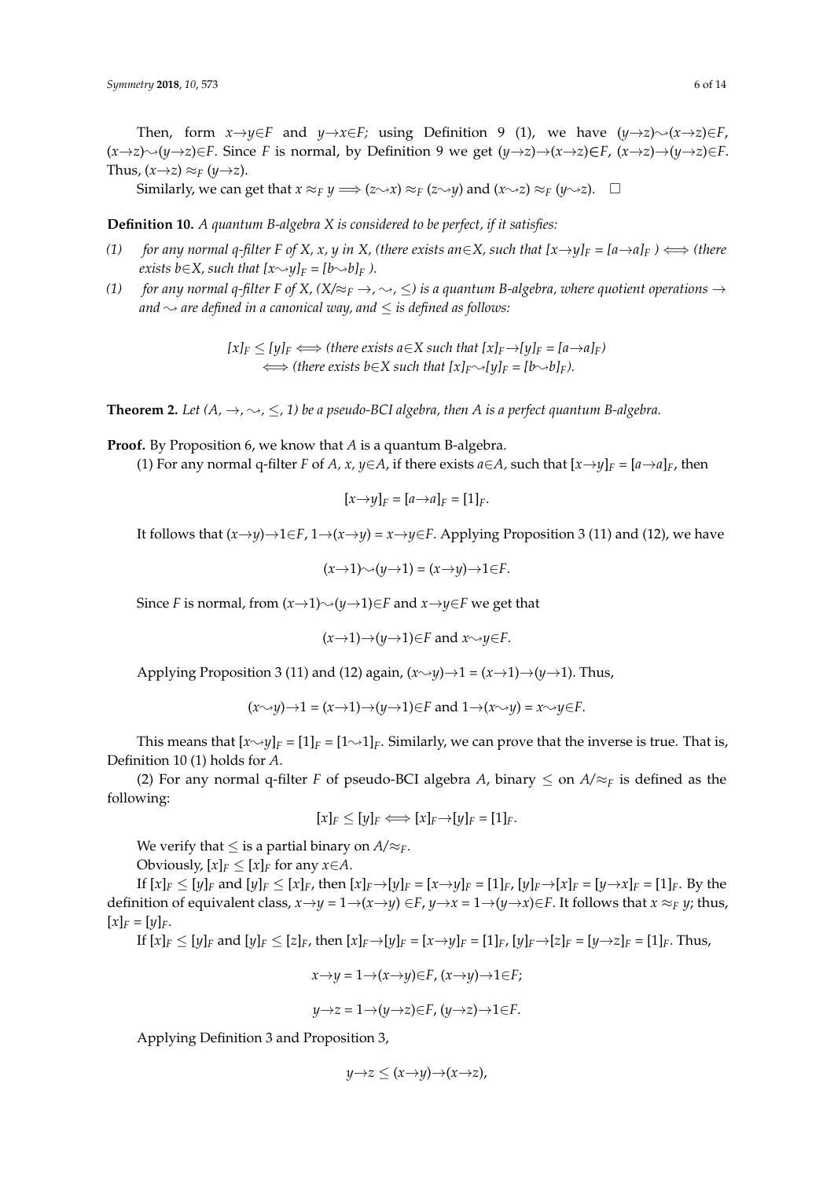Then, form $x{\rightarrow}y{\in}F$ and $y{\rightarrow}x{\in}F$; using Definition 9 (1), we have $(y{\rightarrow}z){\rightsquigarrow}(x{\rightarrow}z){\in}F$, $(x{\rightarrow}z){\rightsquigarrow}(y{\rightarrow}z){\in}F$. Since $F$ is normal, by Definition 9 we get $(y{\rightarrow}z){\rightarrow}(x{\rightarrow}z){\in}F$, $(x{\rightarrow}z){\rightarrow}(y{\rightarrow}z){\in}F$. Thus, $(x{\rightarrow}z) \approx_F (y{\rightarrow}z)$.

Similarly, we can get that $x \approx_F y \Longrightarrow (z{\rightsquigarrow}x) \approx_F (z{\rightsquigarrow}y)$ and $(x{\rightsquigarrow}z) \approx_F (y{\rightsquigarrow}z)$. □

**Definition 10.** *A quantum B-algebra X is considered to be perfect, if it satisfies:*

*(1) for any normal q-filter F of X, x, y in X, (there exists an$\in$X, such that $[x{\rightarrow}y]_F = [a{\rightarrow}a]_F$ ) $\Longleftrightarrow$ (there exists b$\in$X, such that $[x{\rightsquigarrow}y]_F = [b{\rightsquigarrow}b]_F$ ).*

*(1) for any normal q-filter F of X, ($X/{\approx_F} \rightarrow, \rightsquigarrow, \leq$) is a quantum B-algebra, where quotient operations $\rightarrow$ and $\rightsquigarrow$ are defined in a canonical way, and $\leq$ is defined as follows:*

$$[x]_F \leq [y]_F \Longleftrightarrow \text{(there exists } a{\in}X \text{ such that } [x]_F{\rightarrow}[y]_F = [a{\rightarrow}a]_F)$$
$$\Longleftrightarrow \text{(there exists } b{\in}X \text{ such that } [x]_F{\rightsquigarrow}[y]_F = [b{\rightsquigarrow}b]_F).$$

**Theorem 2.** *Let $(A, \rightarrow, \rightsquigarrow, \leq, 1)$ be a pseudo-BCI algebra, then A is a perfect quantum B-algebra.*

**Proof.** By Proposition 6, we know that $A$ is a quantum B-algebra.

(1) For any normal q-filter $F$ of $A$, $x$, $y{\in}A$, if there exists $a{\in}A$, such that $[x{\rightarrow}y]_F = [a{\rightarrow}a]_F$, then

$$[x{\rightarrow}y]_F = [a{\rightarrow}a]_F = [1]_F.$$

It follows that $(x{\rightarrow}y){\rightarrow}1{\in}F$, $1{\rightarrow}(x{\rightarrow}y) = x{\rightarrow}y{\in}F$. Applying Proposition 3 (11) and (12), we have

$$(x{\rightarrow}1){\rightsquigarrow}(y{\rightarrow}1) = (x{\rightarrow}y){\rightarrow}1{\in}F.$$

Since $F$ is normal, from $(x{\rightarrow}1){\rightsquigarrow}(y{\rightarrow}1){\in}F$ and $x{\rightarrow}y{\in}F$ we get that

$$(x{\rightarrow}1){\rightarrow}(y{\rightarrow}1){\in}F \text{ and } x{\rightsquigarrow}y{\in}F.$$

Applying Proposition 3 (11) and (12) again, $(x{\rightsquigarrow}y){\rightarrow}1 = (x{\rightarrow}1){\rightarrow}(y{\rightarrow}1)$. Thus,

$$(x{\rightsquigarrow}y){\rightarrow}1 = (x{\rightarrow}1){\rightarrow}(y{\rightarrow}1){\in}F \text{ and } 1{\rightarrow}(x{\rightsquigarrow}y) = x{\rightsquigarrow}y{\in}F.$$

This means that $[x{\rightsquigarrow}y]_F = [1]_F = [1{\rightsquigarrow}1]_F$. Similarly, we can prove that the inverse is true. That is, Definition 10 (1) holds for $A$.

(2) For any normal q-filter $F$ of pseudo-BCI algebra $A$, binary $\leq$ on $A/{\approx_F}$ is defined as the following:

$$[x]_F \leq [y]_F \Longleftrightarrow [x]_F{\rightarrow}[y]_F = [1]_F.$$

We verify that $\leq$ is a partial binary on $A/{\approx_F}$.

Obviously, $[x]_F \leq [x]_F$ for any $x{\in}A$.

If $[x]_F \leq [y]_F$ and $[y]_F \leq [x]_F$, then $[x]_F{\rightarrow}[y]_F = [x{\rightarrow}y]_F = [1]_F$, $[y]_F{\rightarrow}[x]_F = [y{\rightarrow}x]_F = [1]_F$. By the definition of equivalent class, $x{\rightarrow}y = 1{\rightarrow}(x{\rightarrow}y) {\in}F$, $y{\rightarrow}x = 1{\rightarrow}(y{\rightarrow}x){\in}F$. It follows that $x \approx_F y$; thus, $[x]_F = [y]_F$.

If $[x]_F \leq [y]_F$ and $[y]_F \leq [z]_F$, then $[x]_F{\rightarrow}[y]_F = [x{\rightarrow}y]_F = [1]_F$, $[y]_F{\rightarrow}[z]_F = [y{\rightarrow}z]_F = [1]_F$. Thus,

$$x{\rightarrow}y = 1{\rightarrow}(x{\rightarrow}y){\in}F,\ (x{\rightarrow}y){\rightarrow}1{\in}F;$$

$$y{\rightarrow}z = 1{\rightarrow}(y{\rightarrow}z){\in}F,\ (y{\rightarrow}z){\rightarrow}1{\in}F.$$

Applying Definition 3 and Proposition 3,

$$y{\rightarrow}z \leq (x{\rightarrow}y){\rightarrow}(x{\rightarrow}z),$$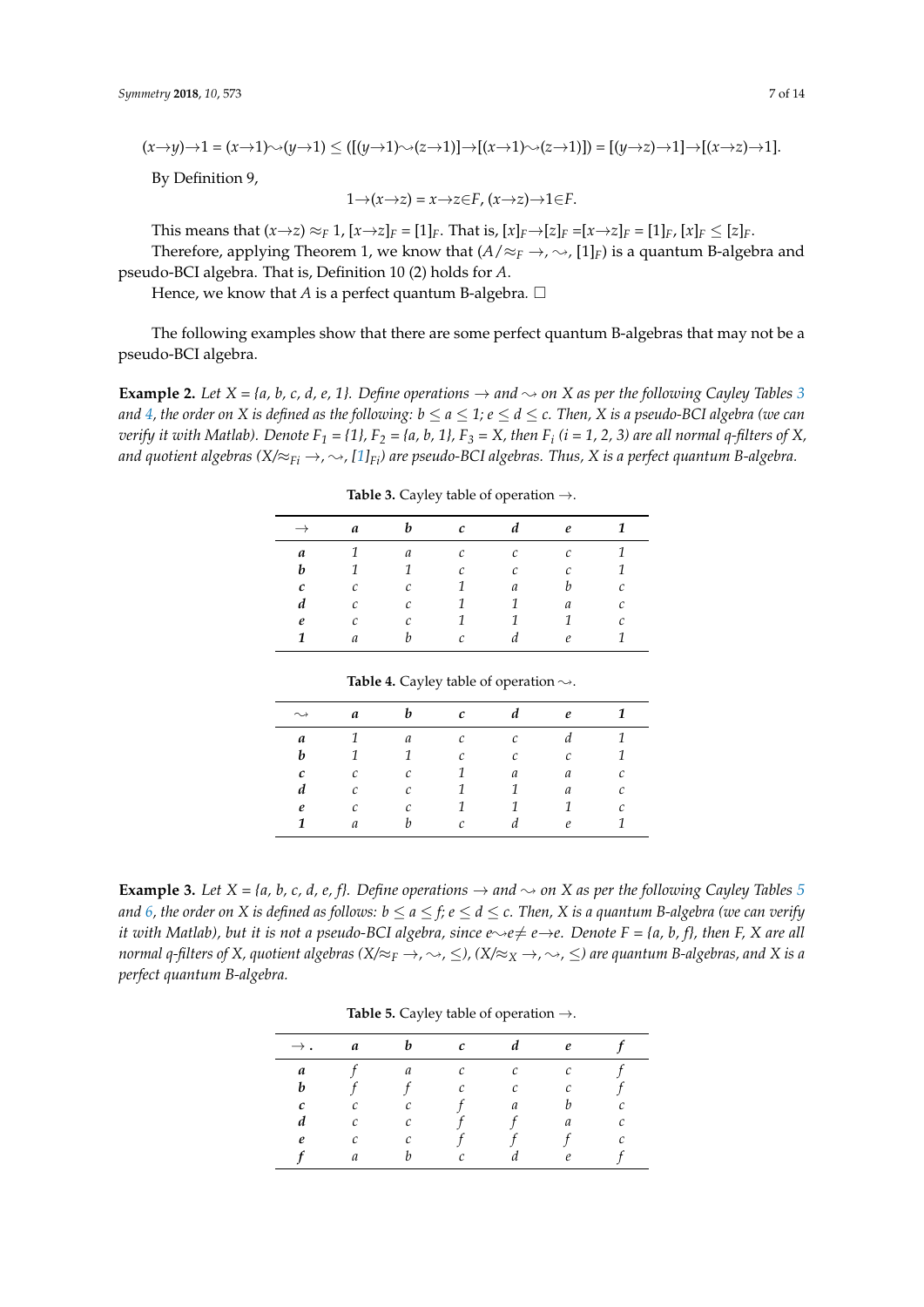$$(x \to y) \to 1 = (x \to 1) \rightsquigarrow (y \to 1) \le ([(y \to 1) \rightsquigarrow (z \to 1)] \to [(x \to 1) \rightsquigarrow (z \to 1)]) = [(y \to z) \to 1] \to [(x \to z) \to 1].$$

By Definition 9,

$$1 \to (x \to z) = x \to z \in F, (x \to z) \to 1 \in F.$$

This means that $(x \to z) \approx_F 1$, $[x \to z]_F = [1]_F$. That is, $[x]_F \to [z]_F = [x \to z]_F = [1]_F$, $[x]_F \le [z]_F$.

Therefore, applying Theorem 1, we know that $(A/\approx_F \to, \rightsquigarrow, [1]_F)$ is a quantum B-algebra and pseudo-BCI algebra. That is, Definition 10 (2) holds for $A$.

Hence, we know that $A$ is a perfect quantum B-algebra. □

The following examples show that there are some perfect quantum B-algebras that may not be a pseudo-BCI algebra.

**Example 2.** *Let $X = \{a, b, c, d, e, 1\}$. Define operations $\to$ and $\rightsquigarrow$ on $X$ as per the following Cayley Tables 3 and 4, the order on $X$ is defined as the following: $b \le a \le 1$; $e \le d \le c$. Then, $X$ is a pseudo-BCI algebra (we can verify it with Matlab). Denote $F_1 = \{1\}$, $F_2 = \{a, b, 1\}$, $F_3 = X$, then $F_i$ $(i = 1, 2, 3)$ are all normal q-filters of $X$, and quotient algebras $(X/\approx_{Fi} \to, \rightsquigarrow, [1]_{Fi})$ are pseudo-BCI algebras. Thus, $X$ is a perfect quantum B-algebra.*

**Table 3.** Cayley table of operation $\to$.

| $\to$ | *a* | *b* | *c* | *d* | *e* | *1* |
|---|---|---|---|---|---|---|
| *a* | 1 | *a* | *c* | *c* | *c* | 1 |
| *b* | 1 | 1 | *c* | *c* | *c* | 1 |
| *c* | *c* | *c* | 1 | *a* | *b* | *c* |
| *d* | *c* | *c* | 1 | 1 | *a* | *c* |
| *e* | *c* | *c* | 1 | 1 | 1 | *c* |
| *1* | *a* | *b* | *c* | *d* | *e* | 1 |

**Table 4.** Cayley table of operation $\rightsquigarrow$.

| $\rightsquigarrow$ | *a* | *b* | *c* | *d* | *e* | *1* |
|---|---|---|---|---|---|---|
| *a* | 1 | *a* | *c* | *c* | *d* | 1 |
| *b* | 1 | 1 | *c* | *c* | *c* | 1 |
| *c* | *c* | *c* | 1 | *a* | *a* | *c* |
| *d* | *c* | *c* | 1 | 1 | *a* | *c* |
| *e* | *c* | *c* | 1 | 1 | 1 | *c* |
| *1* | *a* | *b* | *c* | *d* | *e* | 1 |

**Example 3.** *Let $X = \{a, b, c, d, e, f\}$. Define operations $\to$ and $\rightsquigarrow$ on $X$ as per the following Cayley Tables 5 and 6, the order on $X$ is defined as follows: $b \le a \le f$; $e \le d \le c$. Then, $X$ is a quantum B-algebra (we can verify it with Matlab), but it is not a pseudo-BCI algebra, since $e \rightsquigarrow e \neq e \to e$. Denote $F = \{a, b, f\}$, then $F$, $X$ are all normal q-filters of $X$, quotient algebras $(X/\approx_F \to, \rightsquigarrow, \le)$, $(X/\approx_X \to, \rightsquigarrow, \le)$ are quantum B-algebras, and $X$ is a perfect quantum B-algebra.*

**Table 5.** Cayley table of operation $\to$.

| $\to$ . | *a* | *b* | *c* | *d* | *e* | *f* |
|---|---|---|---|---|---|---|
| *a* | *f* | *a* | *c* | *c* | *c* | *f* |
| *b* | *f* | *f* | *c* | *c* | *c* | *f* |
| *c* | *c* | *c* | *f* | *a* | *b* | *c* |
| *d* | *c* | *c* | *f* | *f* | *a* | *c* |
| *e* | *c* | *c* | *f* | *f* | *f* | *c* |
| *f* | *a* | *b* | *c* | *d* | *e* | *f* |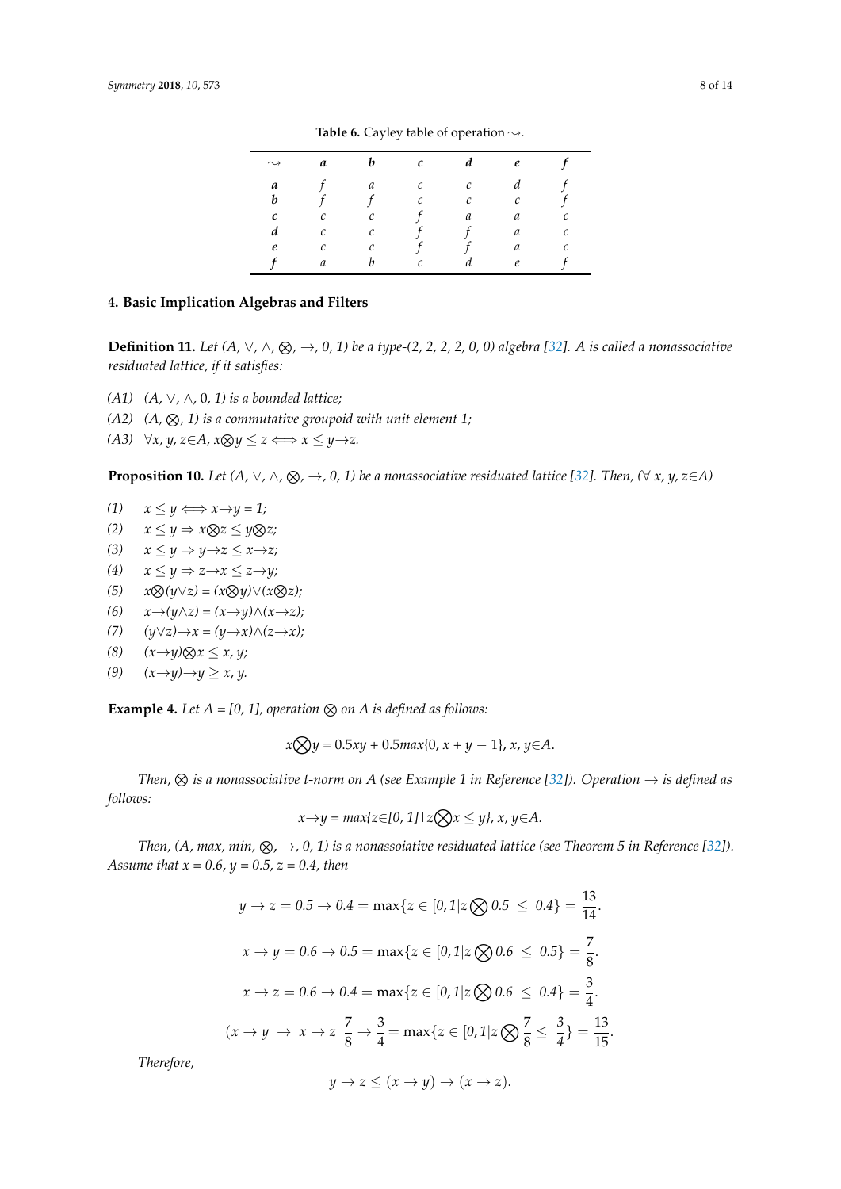**Table 6.** Cayley table of operation $\rightsquigarrow$.

| $\rightsquigarrow$ | ***a*** | ***b*** | ***c*** | ***d*** | ***e*** | ***f*** |
|---|---|---|---|---|---|---|
| ***a*** | *f* | *a* | *c* | *c* | *d* | *f* |
| ***b*** | *f* | *f* | *c* | *c* | *c* | *f* |
| ***c*** | *c* | *c* | *f* | *a* | *a* | *c* |
| ***d*** | *c* | *c* | *f* | *f* | *a* | *c* |
| ***e*** | *c* | *c* | *f* | *f* | *a* | *c* |
| ***f*** | *a* | *b* | *c* | *d* | *e* | *f* |

## 4. Basic Implication Algebras and Filters

**Definition 11.** *Let (A, ∨, ∧, ⨂, →, 0, 1) be a type-(2, 2, 2, 2, 0, 0) algebra [32]. A is called a nonassociative residuated lattice, if it satisfies:*

*(A1)* *(A, ∨, ∧, 0, 1) is a bounded lattice;*

*(A2)* *(A, ⨂, 1) is a commutative groupoid with unit element 1;*

*(A3)* $\forall x, y, z \in A$, $x \otimes y \leq z \Longleftrightarrow x \leq y \rightarrow z$.

**Proposition 10.** *Let (A, ∨, ∧, ⨂, →, 0, 1) be a nonassociative residuated lattice [32]. Then, (∀ x, y, z∈A)*

*(1)* $x \leq y \Longleftrightarrow x \rightarrow y = 1$;

*(2)* $x \leq y \Rightarrow x \otimes z \leq y \otimes z$;

*(3)* $x \leq y \Rightarrow y \rightarrow z \leq x \rightarrow z$;

*(4)* $x \leq y \Rightarrow z \rightarrow x \leq z \rightarrow y$;

*(5)* $x \otimes (y \vee z) = (x \otimes y) \vee (x \otimes z)$;

*(6)* $x \rightarrow (y \wedge z) = (x \rightarrow y) \wedge (x \rightarrow z)$;

*(7)* $(y \vee z) \rightarrow x = (y \rightarrow x) \wedge (z \rightarrow x)$;

*(8)* $(x \rightarrow y) \otimes x \leq x, y$;

*(9)* $(x \rightarrow y) \rightarrow y \geq x, y$.

**Example 4.** *Let A = [0, 1], operation ⨂ on A is defined as follows:*

$$x \otimes y = 0.5xy + 0.5max\{0, x + y - 1\},\ x, y \in A.$$

*Then, ⨂ is a nonassociative t-norm on A (see Example 1 in Reference [32]). Operation → is defined as follows:*

$$x \rightarrow y = max\{z \in [0, 1] \mid z \otimes x \leq y\},\ x, y \in A.$$

*Then, (A, max, min, ⨂, →, 0, 1) is a nonassoiative residuated lattice (see Theorem 5 in Reference [32]). Assume that x = 0.6, y = 0.5, z = 0.4, then*

$$y \rightarrow z = 0.5 \rightarrow 0.4 = \max\{z \in [0,1 | z \otimes 0.5 \ \leq\ 0.4\} = \frac{13}{14}.$$

$$x \rightarrow y = 0.6 \rightarrow 0.5 = \max\{z \in [0,1 | z \otimes 0.6 \ \leq\ 0.5\} = \frac{7}{8}.$$

$$x \rightarrow z = 0.6 \rightarrow 0.4 = \max\{z \in [0,1 | z \otimes 0.6 \ \leq\ 0.4\} = \frac{3}{4}.$$

$$(x \rightarrow y \ \rightarrow\ x \rightarrow z\ \frac{7}{8} \rightarrow \frac{3}{4} = \max\{z \in [0,1 | z \otimes \frac{7}{8} \leq\ \frac{3}{4}\} = \frac{13}{15}.$$

*Therefore,*

$$y \rightarrow z \leq (x \rightarrow y) \rightarrow (x \rightarrow z).$$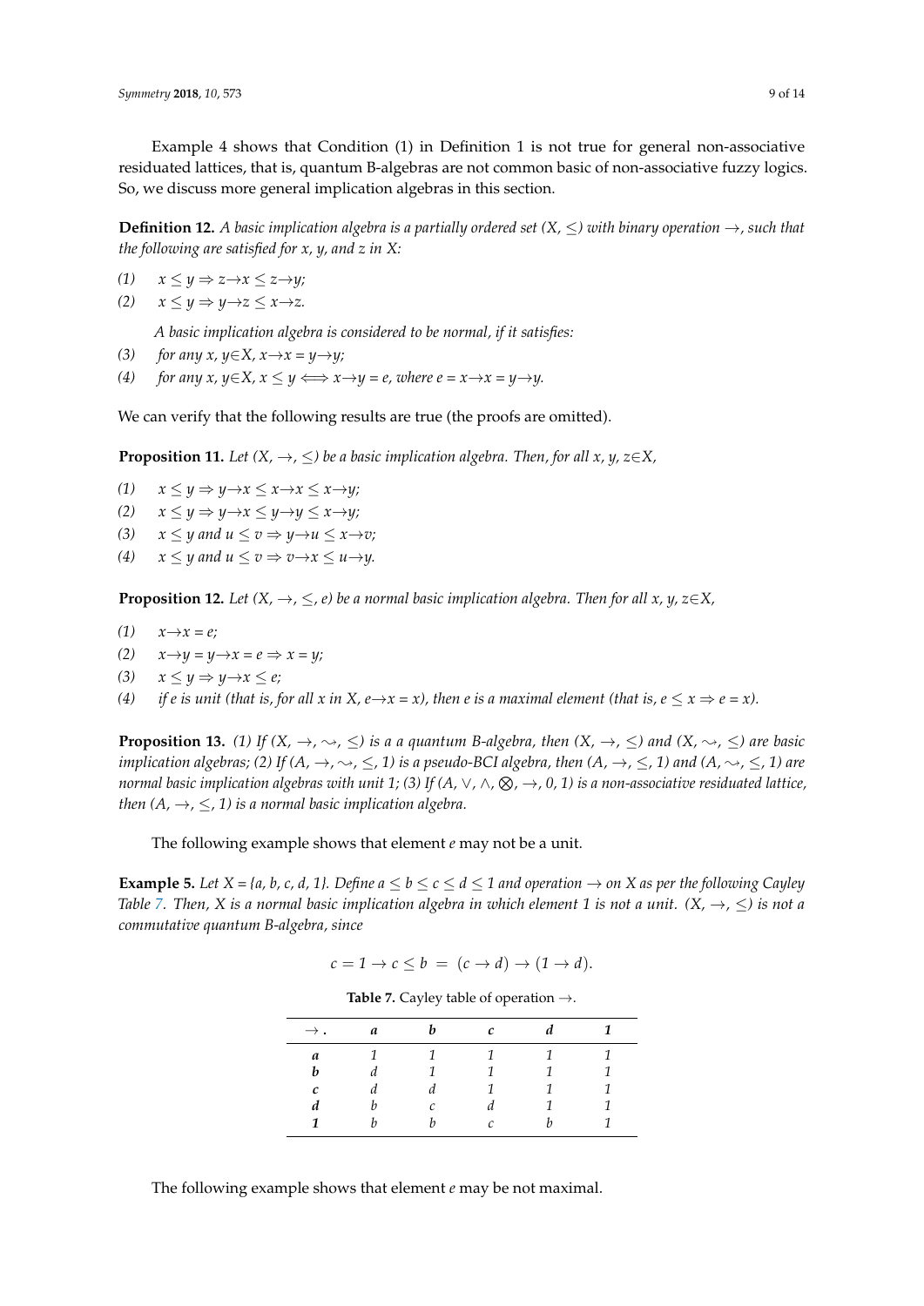Example 4 shows that Condition (1) in Definition 1 is not true for general non-associative residuated lattices, that is, quantum B-algebras are not common basic of non-associative fuzzy logics. So, we discuss more general implication algebras in this section.

**Definition 12.** *A basic implication algebra is a partially ordered set $(X, \leq)$ with binary operation $\rightarrow$, such that the following are satisfied for x, y, and z in X:*

*(1)* $x \leq y \Rightarrow z \rightarrow x \leq z \rightarrow y$;

*(2)* $x \leq y \Rightarrow y \rightarrow z \leq x \rightarrow z$.

*A basic implication algebra is considered to be normal, if it satisfies:*

*(3)* *for any* $x, y \in X$, $x \rightarrow x = y \rightarrow y$;

*(4)* *for any* $x, y \in X$, $x \leq y \iff x \rightarrow y = e$, *where* $e = x \rightarrow x = y \rightarrow y$.

We can verify that the following results are true (the proofs are omitted).

**Proposition 11.** *Let $(X, \rightarrow, \leq)$ be a basic implication algebra. Then, for all x, y, z∈X,*

*(1)* $x \leq y \Rightarrow y \rightarrow x \leq x \rightarrow x \leq x \rightarrow y$;

*(2)* $x \leq y \Rightarrow y \rightarrow x \leq y \rightarrow y \leq x \rightarrow y$;

*(3)* $x \leq y$ *and* $u \leq v \Rightarrow y \rightarrow u \leq x \rightarrow v$;

*(4)* $x \leq y$ *and* $u \leq v \Rightarrow v \rightarrow x \leq u \rightarrow y$.

**Proposition 12.** *Let $(X, \rightarrow, \leq, e)$ be a normal basic implication algebra. Then for all x, y, z∈X,*

*(1)* $x \rightarrow x = e$;

*(2)* $x \rightarrow y = y \rightarrow x = e \Rightarrow x = y$;

*(3)* $x \leq y \Rightarrow y \rightarrow x \leq e$;

*(4)* *if e is unit (that is, for all x in X,* $e \rightarrow x = x$*), then e is a maximal element (that is,* $e \leq x \Rightarrow e = x$*).*

**Proposition 13.** *(1) If $(X, \rightarrow, \rightsquigarrow, \leq)$ is a a quantum B-algebra, then $(X, \rightarrow, \leq)$ and $(X, \rightsquigarrow, \leq)$ are basic implication algebras; (2) If $(A, \rightarrow, \rightsquigarrow, \leq, 1)$ is a pseudo-BCI algebra, then $(A, \rightarrow, \leq, 1)$ and $(A, \rightsquigarrow, \leq, 1)$ are normal basic implication algebras with unit 1; (3) If $(A, \vee, \wedge, \otimes, \rightarrow, 0, 1)$ is a non-associative residuated lattice, then $(A, \rightarrow, \leq, 1)$ is a normal basic implication algebra.*

The following example shows that element *e* may not be a unit.

**Example 5.** *Let X = {a, b, c, d, 1}. Define $a \leq b \leq c \leq d \leq 1$ and operation $\rightarrow$ on X as per the following Cayley Table 7. Then, X is a normal basic implication algebra in which element 1 is not a unit. $(X, \rightarrow, \leq)$ is not a commutative quantum B-algebra, since*

$$c = 1 \rightarrow c \leq b = (c \rightarrow d) \rightarrow (1 \rightarrow d).$$

**Table 7.** Cayley table of operation $\rightarrow$.

| $\rightarrow$ . | *a* | *b* | *c* | *d* | *1* |
|---|---|---|---|---|---|
| ***a*** | 1 | 1 | 1 | 1 | 1 |
| ***b*** | d | 1 | 1 | 1 | 1 |
| ***c*** | d | d | 1 | 1 | 1 |
| ***d*** | b | c | d | 1 | 1 |
| ***1*** | b | b | c | b | 1 |

The following example shows that element *e* may be not maximal.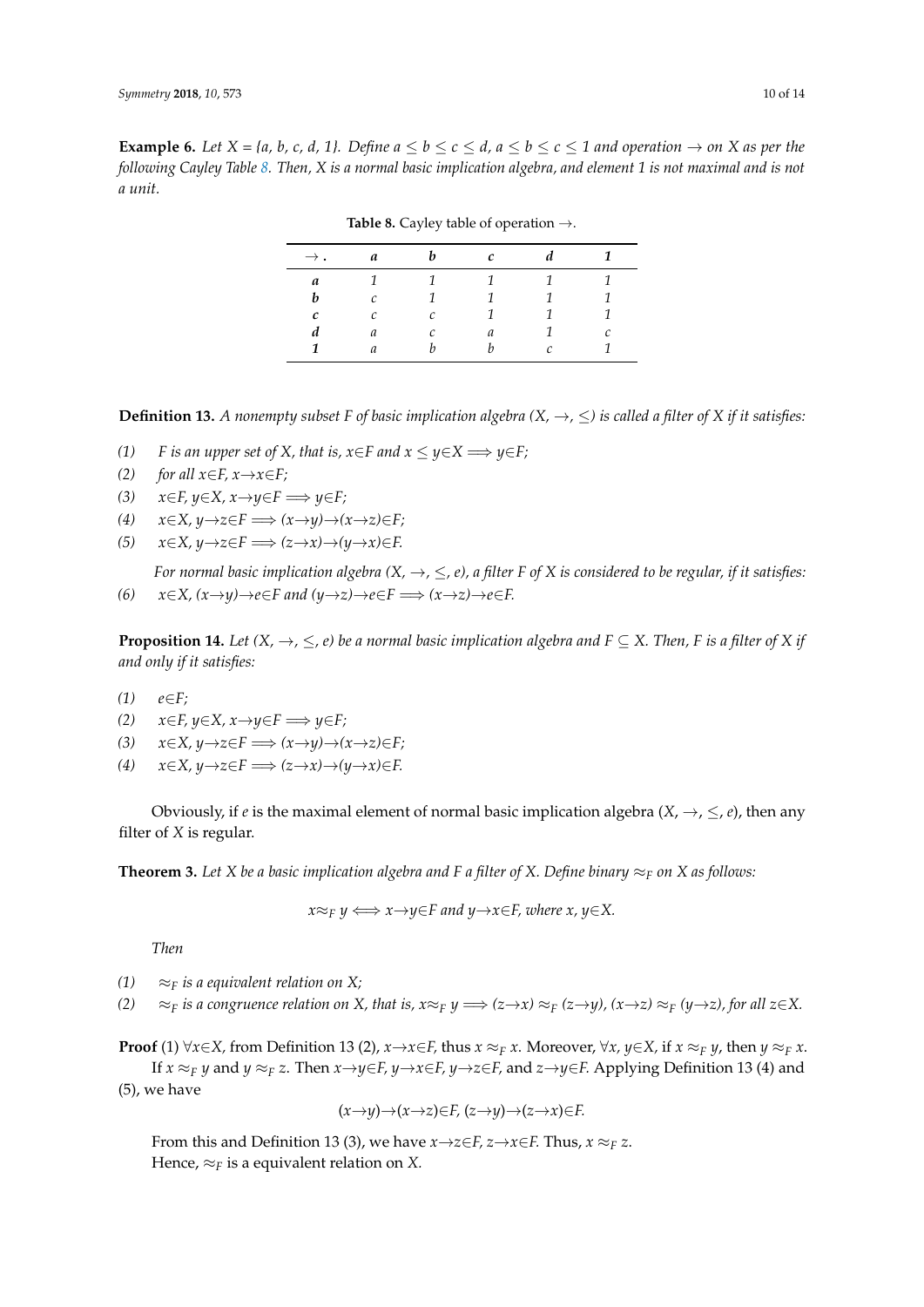**Example 6.** *Let X = {a, b, c, d, 1}. Define $a \leq b \leq c \leq d$, $a \leq b \leq c \leq 1$ and operation → on X as per the following Cayley Table 8. Then, X is a normal basic implication algebra, and element 1 is not maximal and is not a unit.*

**Table 8.** Cayley table of operation →.

| →. | *a* | *b* | *c* | *d* | *1* |
|---|---|---|---|---|---|
| ***a*** | 1 | 1 | 1 | 1 | 1 |
| ***b*** | *c* | 1 | 1 | 1 | 1 |
| ***c*** | *c* | *c* | 1 | 1 | 1 |
| ***d*** | *a* | *c* | *a* | 1 | *c* |
| ***1*** | *a* | *b* | *b* | *c* | 1 |

**Definition 13.** *A nonempty subset F of basic implication algebra (X, →, ≤) is called a filter of X if it satisfies:*

*(1) F is an upper set of X, that is, $x \in F$ and $x \leq y \in X \Longrightarrow y \in F$;*

*(2) for all $x \in F$, $x \to x \in F$;*

*(3) $x \in F$, $y \in X$, $x \to y \in F \Longrightarrow y \in F$;*

*(4) $x \in X$, $y \to z \in F \Longrightarrow (x \to y) \to (x \to z) \in F$;*

*(5) $x \in X$, $y \to z \in F \Longrightarrow (z \to x) \to (y \to x) \in F$.*

*For normal basic implication algebra (X, →, ≤, e), a filter F of X is considered to be regular, if it satisfies:*

*(6) $x \in X$, $(x \to y) \to e \in F$ and $(y \to z) \to e \in F \Longrightarrow (x \to z) \to e \in F$.*

**Proposition 14.** *Let (X, →, ≤, e) be a normal basic implication algebra and $F \subseteq X$. Then, F is a filter of X if and only if it satisfies:*

*(1) $e \in F$;*

*(2) $x \in F$, $y \in X$, $x \to y \in F \Longrightarrow y \in F$;*

*(3) $x \in X$, $y \to z \in F \Longrightarrow (x \to y) \to (x \to z) \in F$;*

*(4) $x \in X$, $y \to z \in F \Longrightarrow (z \to x) \to (y \to x) \in F$.*

Obviously, if *e* is the maximal element of normal basic implication algebra (*X*, →, ≤, *e*), then any filter of *X* is regular.

**Theorem 3.** *Let X be a basic implication algebra and F a filter of X. Define binary $\approx_F$ on X as follows:*

$$x \approx_F y \Longleftrightarrow x \to y \in F \text{ and } y \to x \in F, \text{ where } x, y \in X.$$

*Then*

*(1) $\approx_F$ is a equivalent relation on X;*

*(2) $\approx_F$ is a congruence relation on X, that is, $x \approx_F y \Longrightarrow (z \to x) \approx_F (z \to y)$, $(x \to z) \approx_F (y \to z)$, for all $z \in X$.*

**Proof** (1) $\forall x \in X$, from Definition 13 (2), $x \to x \in F$, thus $x \approx_F x$. Moreover, $\forall x, y \in X$, if $x \approx_F y$, then $y \approx_F x$.

If $x \approx_F y$ and $y \approx_F z$. Then $x \to y \in F$, $y \to x \in F$, $y \to z \in F$, and $z \to y \in F$. Applying Definition 13 (4) and (5), we have

$$(x \to y) \to (x \to z) \in F,\ (z \to y) \to (z \to x) \in F.$$

From this and Definition 13 (3), we have $x \to z \in F$, $z \to x \in F$. Thus, $x \approx_F z$.
Hence, $\approx_F$ is a equivalent relation on *X*.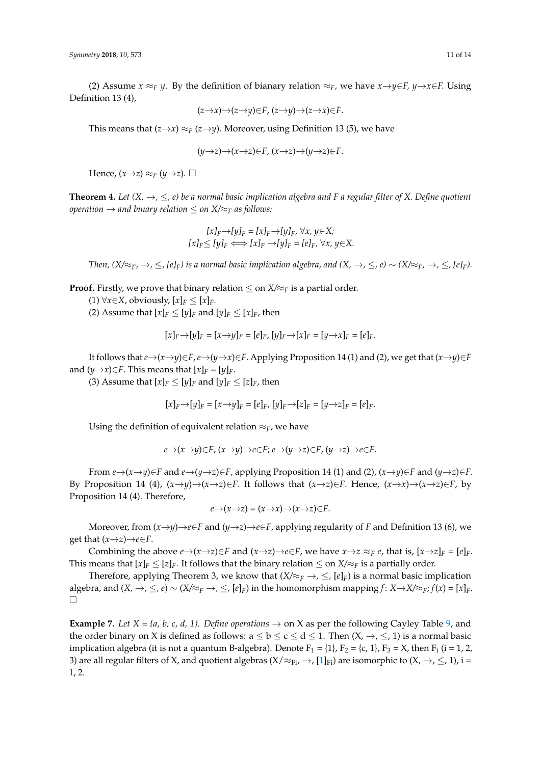(2) Assume $x \approx_F y$. By the definition of bianary relation $\approx_F$, we have $x \to y \in F$, $y \to x \in F$. Using Definition 13 (4),

$$(z \to x) \to (z \to y) \in F,\ (z \to y) \to (z \to x) \in F.$$

This means that $(z \to x) \approx_F (z \to y)$. Moreover, using Definition 13 (5), we have

$$(y \to z) \to (x \to z) \in F,\ (x \to z) \to (y \to z) \in F.$$

Hence, $(x \to z) \approx_F (y \to z)$. $\square$

**Theorem 4.** *Let $(X, \to, \leq, e)$ be a normal basic implication algebra and $F$ a regular filter of $X$. Define quotient operation $\to$ and binary relation $\leq$ on $X/\approx_F$ as follows:*

$$[x]_F \to [y]_F = [x]_F \to [y]_F,\ \forall x, y \in X;$$
$$[x]_F \leq [y]_F \Longleftrightarrow [x]_F \to [y]_F = [e]_F,\ \forall x, y \in X.$$

*Then, $(X/\approx_F, \to, \leq, [e]_F)$ is a normal basic implication algebra, and $(X, \to, \leq, e) \sim (X/\approx_F, \to, \leq, [e]_F)$.*

**Proof.** Firstly, we prove that binary relation $\leq$ on $X/\approx_F$ is a partial order.

(1) $\forall x \in X$, obviously, $[x]_F \leq [x]_F$.

(2) Assume that $[x]_F \leq [y]_F$ and $[y]_F \leq [x]_F$, then

$$[x]_F \to [y]_F = [x \to y]_F = [e]_F,\ [y]_F \to [x]_F = [y \to x]_F = [e]_F.$$

It follows that $e \to (x \to y) \in F$, $e \to (y \to x) \in F$. Applying Proposition 14 (1) and (2), we get that $(x \to y) \in F$ and $(y \to x) \in F$. This means that $[x]_F = [y]_F$.

(3) Assume that $[x]_F \leq [y]_F$ and $[y]_F \leq [z]_F$, then

$$[x]_F \to [y]_F = [x \to y]_F = [e]_F,\ [y]_F \to [z]_F = [y \to z]_F = [e]_F.$$

Using the definition of equivalent relation $\approx_F$, we have

$$e \to (x \to y) \in F,\ (x \to y) \to e \in F;\ e \to (y \to z) \in F,\ (y \to z) \to e \in F.$$

From $e \to (x \to y) \in F$ and $e \to (y \to z) \in F$, applying Proposition 14 (1) and (2), $(x \to y) \in F$ and $(y \to z) \in F$. By Proposition 14 (4), $(x \to y) \to (x \to z) \in F$. It follows that $(x \to z) \in F$. Hence, $(x \to x) \to (x \to z) \in F$, by Proposition 14 (4). Therefore,

$$e \to (x \to z) = (x \to x) \to (x \to z) \in F.$$

Moreover, from $(x \to y) \to e \in F$ and $(y \to z) \to e \in F$, applying regularity of $F$ and Definition 13 (6), we get that $(x \to z) \to e \in F$.

Combining the above $e \to (x \to z) \in F$ and $(x \to z) \to e \in F$, we have $x \to z \approx_F e$, that is, $[x \to z]_F = [e]_F$. This means that $[x]_F \leq [z]_F$. It follows that the binary relation $\leq$ on $X/\approx_F$ is a partially order.

Therefore, applying Theorem 3, we know that $(X/\approx_F \to, \leq, [e]_F)$ is a normal basic implication algebra, and $(X, \to, \leq, e) \sim (X/\approx_F \to, \leq, [e]_F)$ in the homomorphism mapping $f$: $X \to X/\approx_F$; $f(x) = [x]_F$. $\square$

**Example 7.** *Let $X = \{a, b, c, d, 1\}$. Define operations $\to$* on X as per the following Cayley Table 9, and the order binary on X is defined as follows: $a \leq b \leq c \leq d \leq 1$. Then $(X, \to, \leq, 1)$ is a normal basic implication algebra (it is not a quantum B-algebra). Denote $F_1 = \{1\}$, $F_2 = \{c, 1\}$, $F_3 = X$, then $F_i$ ($i = 1, 2, 3$) are all regular filters of X, and quotient algebras $(X/\approx_{F_i}, \to, [1]_{F_i})$ are isomorphic to $(X, \to, \leq, 1)$, $i = 1, 2$.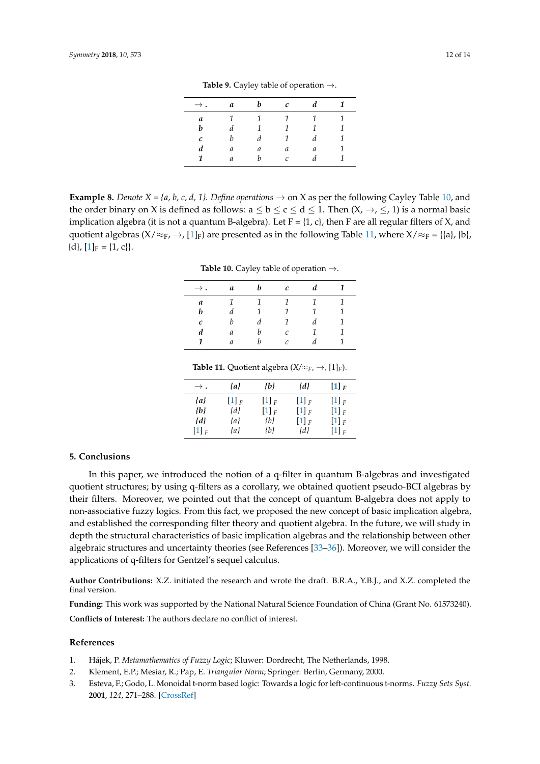**Table 9.** Cayley table of operation →.

| → . | *a* | *b* | *c* | *d* | *1* |
|---|---|---|---|---|---|
| ***a*** | *1* | *1* | *1* | *1* | *1* |
| ***b*** | *d* | *1* | *1* | *1* | *1* |
| ***c*** | *b* | *d* | *1* | *d* | *1* |
| ***d*** | *a* | *a* | *a* | *a* | *1* |
| ***1*** | *a* | *b* | *c* | *d* | *1* |

**Example 8.** *Denote X = {a, b, c, d, 1}. Define operations* → on X as per the following Cayley Table 10, and the order binary on X is defined as follows: $a \leq b \leq c \leq d \leq 1$. Then (X, →, ≤, 1) is a normal basic implication algebra (it is not a quantum B-algebra). Let F = {1, c}, then F are all regular filters of X, and quotient algebras $(X/\approx_F, \rightarrow, [1]_F)$ are presented as in the following Table 11, where $X/\approx_F$ = {{a}, {b}, {d}, $[1]_F$ = {1, c}}.

**Table 10.** Cayley table of operation →.

| → . | *a* | *b* | *c* | *d* | *1* |
|---|---|---|---|---|---|
| ***a*** | *1* | *1* | *1* | *1* | *1* |
| ***b*** | *d* | *1* | *1* | *1* | *1* |
| ***c*** | *b* | *d* | *1* | *d* | *1* |
| ***d*** | *a* | *b* | *c* | *1* | *1* |
| ***1*** | *a* | *b* | *c* | *d* | *1* |

**Table 11.** Quotient algebra $(X/\approx_F, \rightarrow, [1]_F)$.

| → . | *{a}* | *{b}* | *{d}* | $[1]_F$ |
|---|---|---|---|---|
| ***{a}*** | $[1]_F$ | $[1]_F$ | $[1]_F$ | $[1]_F$ |
| ***{b}*** | *{d}* | $[1]_F$ | $[1]_F$ | $[1]_F$ |
| ***{d}*** | *{a}* | *{b}* | $[1]_F$ | $[1]_F$ |
| $[1]_F$ | *{a}* | *{b}* | *{d}* | $[1]_F$ |

## 5. Conclusions

In this paper, we introduced the notion of a q-filter in quantum B-algebras and investigated quotient structures; by using q-filters as a corollary, we obtained quotient pseudo-BCI algebras by their filters. Moreover, we pointed out that the concept of quantum B-algebra does not apply to non-associative fuzzy logics. From this fact, we proposed the new concept of basic implication algebra, and established the corresponding filter theory and quotient algebra. In the future, we will study in depth the structural characteristics of basic implication algebras and the relationship between other algebraic structures and uncertainty theories (see References [33–36]). Moreover, we will consider the applications of q-filters for Gentzel's sequel calculus.

**Author Contributions:** X.Z. initiated the research and wrote the draft. B.R.A., Y.B.J., and X.Z. completed the final version.

**Funding:** This work was supported by the National Natural Science Foundation of China (Grant No. 61573240).

**Conflicts of Interest:** The authors declare no conflict of interest.

## References

1. Hájek, P. *Metamathematics of Fuzzy Logic*; Kluwer: Dordrecht, The Netherlands, 1998.
2. Klement, E.P.; Mesiar, R.; Pap, E. *Triangular Norm*; Springer: Berlin, Germany, 2000.
3. Esteva, F.; Godo, L. Monoidal t-norm based logic: Towards a logic for left-continuous t-norms. *Fuzzy Sets Syst.* **2001**, *124*, 271–288. [CrossRef]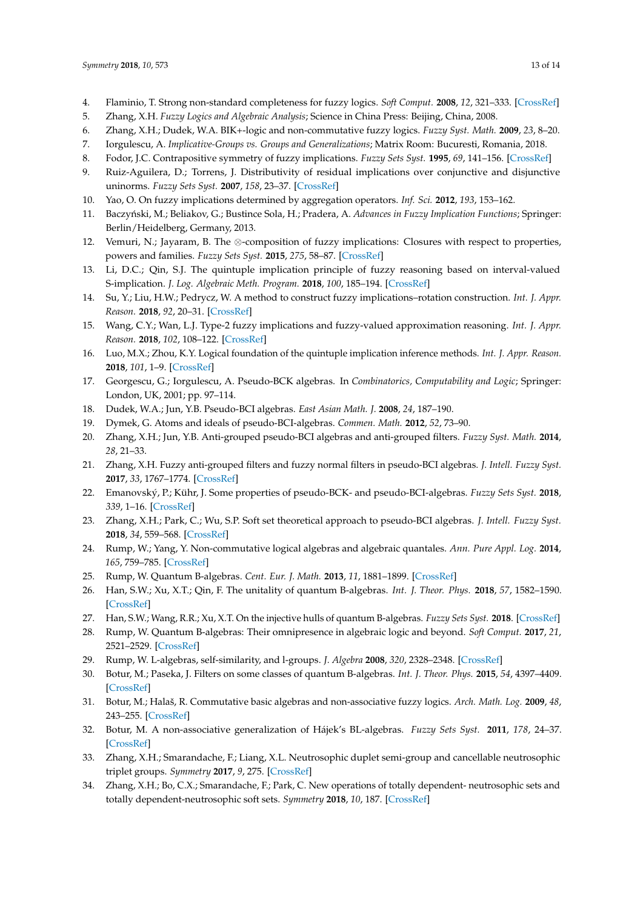4. Flaminio, T. Strong non-standard completeness for fuzzy logics. *Soft Comput.* **2008**, *12*, 321–333. [CrossRef]
5. Zhang, X.H. *Fuzzy Logics and Algebraic Analysis*; Science in China Press: Beijing, China, 2008.
6. Zhang, X.H.; Dudek, W.A. BIK+-logic and non-commutative fuzzy logics. *Fuzzy Syst. Math.* **2009**, *23*, 8–20.
7. Iorgulescu, A. *Implicative-Groups vs. Groups and Generalizations*; Matrix Room: Bucuresti, Romania, 2018.
8. Fodor, J.C. Contrapositive symmetry of fuzzy implications. *Fuzzy Sets Syst.* **1995**, *69*, 141–156. [CrossRef]
9. Ruiz-Aguilera, D.; Torrens, J. Distributivity of residual implications over conjunctive and disjunctive uninorms. *Fuzzy Sets Syst.* **2007**, *158*, 23–37. [CrossRef]
10. Yao, O. On fuzzy implications determined by aggregation operators. *Inf. Sci.* **2012**, *193*, 153–162.
11. Baczyński, M.; Beliakov, G.; Bustince Sola, H.; Pradera, A. *Advances in Fuzzy Implication Functions*; Springer: Berlin/Heidelberg, Germany, 2013.
12. Vemuri, N.; Jayaram, B. The ⊗-composition of fuzzy implications: Closures with respect to properties, powers and families. *Fuzzy Sets Syst.* **2015**, *275*, 58–87. [CrossRef]
13. Li, D.C.; Qin, S.J. The quintuple implication principle of fuzzy reasoning based on interval-valued S-implication. *J. Log. Algebraic Meth. Program.* **2018**, *100*, 185–194. [CrossRef]
14. Su, Y.; Liu, H.W.; Pedrycz, W. A method to construct fuzzy implications–rotation construction. *Int. J. Appr. Reason.* **2018**, *92*, 20–31. [CrossRef]
15. Wang, C.Y.; Wan, L.J. Type-2 fuzzy implications and fuzzy-valued approximation reasoning. *Int. J. Appr. Reason.* **2018**, *102*, 108–122. [CrossRef]
16. Luo, M.X.; Zhou, K.Y. Logical foundation of the quintuple implication inference methods. *Int. J. Appr. Reason.* **2018**, *101*, 1–9. [CrossRef]
17. Georgescu, G.; Iorgulescu, A. Pseudo-BCK algebras. In *Combinatorics, Computability and Logic*; Springer: London, UK, 2001; pp. 97–114.
18. Dudek, W.A.; Jun, Y.B. Pseudo-BCI algebras. *East Asian Math. J.* **2008**, *24*, 187–190.
19. Dymek, G. Atoms and ideals of pseudo-BCI-algebras. *Commen. Math.* **2012**, *52*, 73–90.
20. Zhang, X.H.; Jun, Y.B. Anti-grouped pseudo-BCI algebras and anti-grouped filters. *Fuzzy Syst. Math.* **2014**, *28*, 21–33.
21. Zhang, X.H. Fuzzy anti-grouped filters and fuzzy normal filters in pseudo-BCI algebras. *J. Intell. Fuzzy Syst.* **2017**, *33*, 1767–1774. [CrossRef]
22. Emanovský, P.; Kühr, J. Some properties of pseudo-BCK- and pseudo-BCI-algebras. *Fuzzy Sets Syst.* **2018**, *339*, 1–16. [CrossRef]
23. Zhang, X.H.; Park, C.; Wu, S.P. Soft set theoretical approach to pseudo-BCI algebras. *J. Intell. Fuzzy Syst.* **2018**, *34*, 559–568. [CrossRef]
24. Rump, W.; Yang, Y. Non-commutative logical algebras and algebraic quantales. *Ann. Pure Appl. Log.* **2014**, *165*, 759–785. [CrossRef]
25. Rump, W. Quantum B-algebras. *Cent. Eur. J. Math.* **2013**, *11*, 1881–1899. [CrossRef]
26. Han, S.W.; Xu, X.T.; Qin, F. The unitality of quantum B-algebras. *Int. J. Theor. Phys.* **2018**, *57*, 1582–1590. [CrossRef]
27. Han, S.W.; Wang, R.R.; Xu, X.T. On the injective hulls of quantum B-algebras. *Fuzzy Sets Syst.* **2018**. [CrossRef]
28. Rump, W. Quantum B-algebras: Their omnipresence in algebraic logic and beyond. *Soft Comput.* **2017**, *21*, 2521–2529. [CrossRef]
29. Rump, W. L-algebras, self-similarity, and l-groups. *J. Algebra* **2008**, *320*, 2328–2348. [CrossRef]
30. Botur, M.; Paseka, J. Filters on some classes of quantum B-algebras. *Int. J. Theor. Phys.* **2015**, *54*, 4397–4409. [CrossRef]
31. Botur, M.; Halaš, R. Commutative basic algebras and non-associative fuzzy logics. *Arch. Math. Log.* **2009**, *48*, 243–255. [CrossRef]
32. Botur, M. A non-associative generalization of Hájek's BL-algebras. *Fuzzy Sets Syst.* **2011**, *178*, 24–37. [CrossRef]
33. Zhang, X.H.; Smarandache, F.; Liang, X.L. Neutrosophic duplet semi-group and cancellable neutrosophic triplet groups. *Symmetry* **2017**, *9*, 275. [CrossRef]
34. Zhang, X.H.; Bo, C.X.; Smarandache, F.; Park, C. New operations of totally dependent- neutrosophic sets and totally dependent-neutrosophic soft sets. *Symmetry* **2018**, *10*, 187. [CrossRef]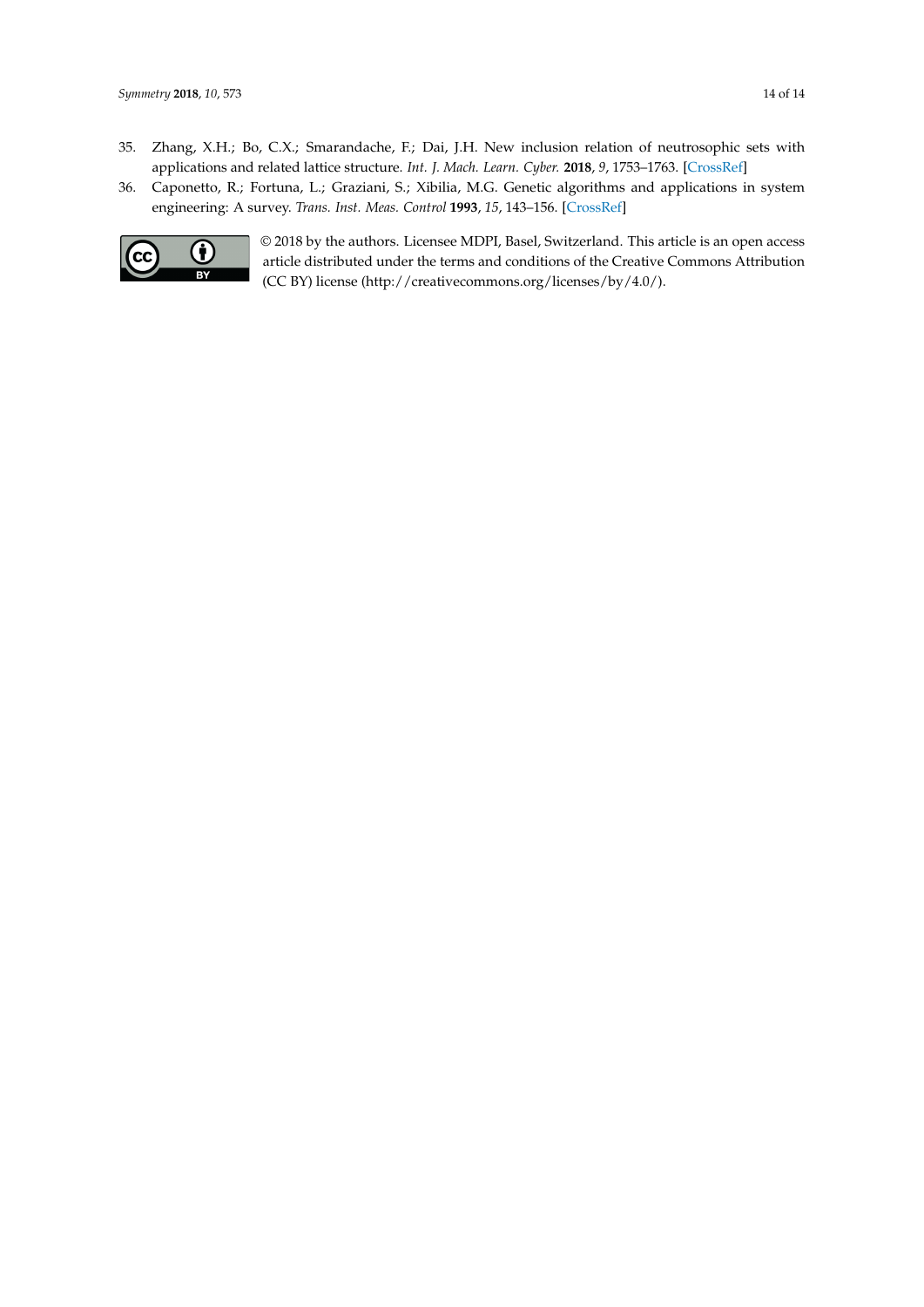35. Zhang, X.H.; Bo, C.X.; Smarandache, F.; Dai, J.H. New inclusion relation of neutrosophic sets with applications and related lattice structure. *Int. J. Mach. Learn. Cyber.* **2018**, *9*, 1753–1763. [CrossRef]
36. Caponetto, R.; Fortuna, L.; Graziani, S.; Xibilia, M.G. Genetic algorithms and applications in system engineering: A survey. *Trans. Inst. Meas. Control* **1993**, *15*, 143–156. [CrossRef]

© 2018 by the authors. Licensee MDPI, Basel, Switzerland. This article is an open access article distributed under the terms and conditions of the Creative Commons Attribution (CC BY) license (http://creativecommons.org/licenses/by/4.0/).